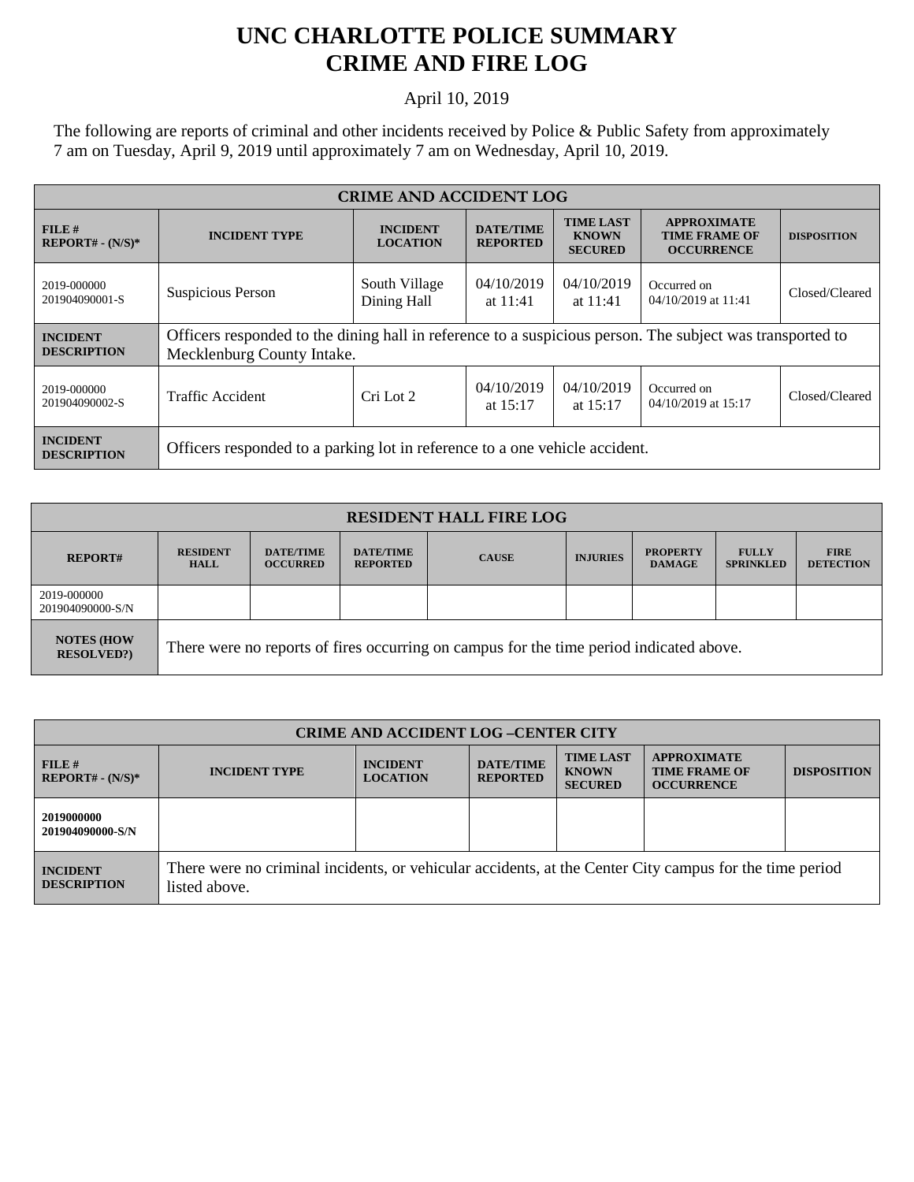# UNC CHARLOTTE POLICE SUMMARY
# CRIME AND FIRE LOG

April 10, 2019

The following are reports of criminal and other incidents received by Police & Public Safety from approximately 7 am on Tuesday, April 9, 2019 until approximately 7 am on Wednesday, April 10, 2019.

| CRIME AND ACCIDENT LOG | | | | | | |
|---|---|---|---|---|---|---|
| **FILE # REPORT# - (N/S)*** | **INCIDENT TYPE** | **INCIDENT LOCATION** | **DATE/TIME REPORTED** | **TIME LAST KNOWN SECURED** | **APPROXIMATE TIME FRAME OF OCCURRENCE** | **DISPOSITION** |
| 2019-000000 201904090001-S | Suspicious Person | South Village Dining Hall | 04/10/2019 at 11:41 | 04/10/2019 at 11:41 | Occurred on 04/10/2019 at 11:41 | Closed/Cleared |
| **INCIDENT DESCRIPTION** | Officers responded to the dining hall in reference to a suspicious person. The subject was transported to Mecklenburg County Intake. | | | | | |
| 2019-000000 201904090002-S | Traffic Accident | Cri Lot 2 | 04/10/2019 at 15:17 | 04/10/2019 at 15:17 | Occurred on 04/10/2019 at 15:17 | Closed/Cleared |
| **INCIDENT DESCRIPTION** | Officers responded to a parking lot in reference to a one vehicle accident. | | | | | |

| RESIDENT HALL FIRE LOG | | | | | | | | |
|---|---|---|---|---|---|---|---|---|
| **REPORT#** | **RESIDENT HALL** | **DATE/TIME OCCURRED** | **DATE/TIME REPORTED** | **CAUSE** | **INJURIES** | **PROPERTY DAMAGE** | **FULLY SPRINKLED** | **FIRE DETECTION** |
| 2019-000000 201904090000-S/N | | | | | | | | |
| **NOTES (HOW RESOLVED?)** | There were no reports of fires occurring on campus for the time period indicated above. | | | | | | | |

| CRIME AND ACCIDENT LOG –CENTER CITY | | | | | | |
|---|---|---|---|---|---|---|
| **FILE # REPORT# - (N/S)*** | **INCIDENT TYPE** | **INCIDENT LOCATION** | **DATE/TIME REPORTED** | **TIME LAST KNOWN SECURED** | **APPROXIMATE TIME FRAME OF OCCURRENCE** | **DISPOSITION** |
| **2019000000 201904090000-S/N** | | | | | | |
| **INCIDENT DESCRIPTION** | There were no criminal incidents, or vehicular accidents, at the Center City campus for the time period listed above. | | | | | |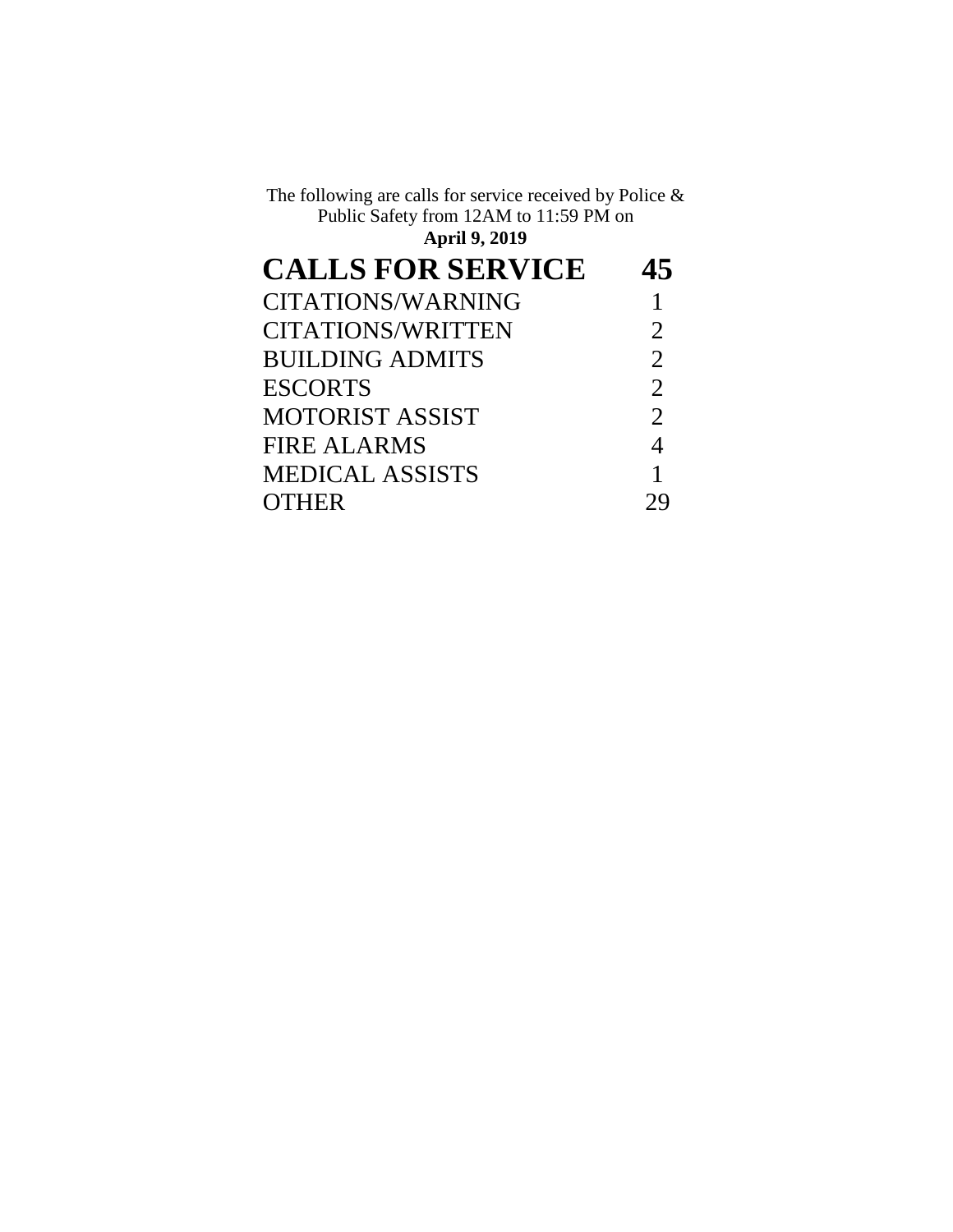The following are calls for service received by Police & Public Safety from 12AM to 11:59 PM on

**April 9, 2019**

| | |
|---|---|
| **CALLS FOR SERVICE** | **45** |
| CITATIONS/WARNING | 1 |
| CITATIONS/WRITTEN | 2 |
| BUILDING ADMITS | 2 |
| ESCORTS | 2 |
| MOTORIST ASSIST | 2 |
| FIRE ALARMS | 4 |
| MEDICAL ASSISTS | 1 |
| OTHER | 29 |